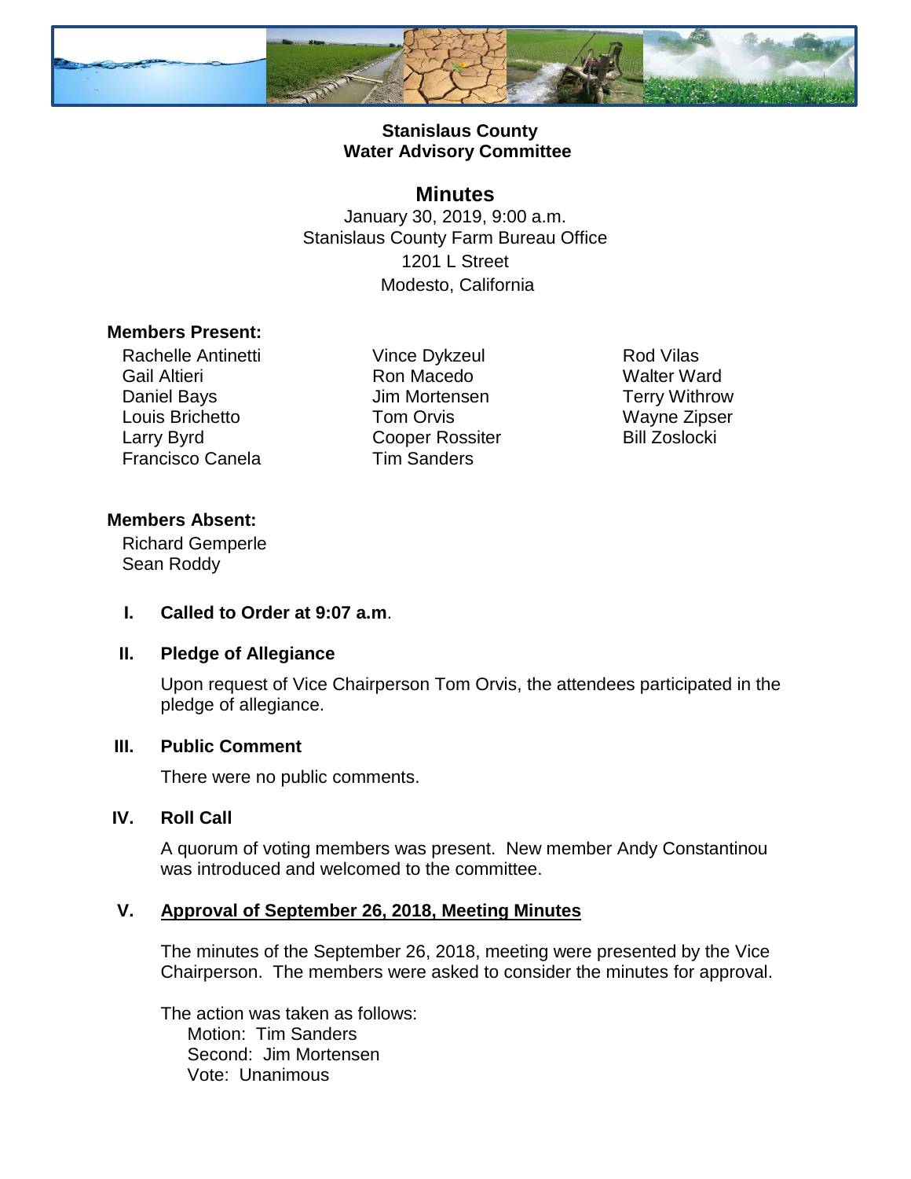**Stanislaus County**
**Water Advisory Committee**

# Minutes

January 30, 2019, 9:00 a.m.
Stanislaus County Farm Bureau Office
1201 L Street
Modesto, California

**Members Present:**

Rachelle Antinetti
Gail Altieri
Daniel Bays
Louis Brichetto
Larry Byrd
Francisco Canela
Vince Dykzeul
Ron Macedo
Jim Mortensen
Tom Orvis
Cooper Rossiter
Tim Sanders
Rod Vilas
Walter Ward
Terry Withrow
Wayne Zipser
Bill Zoslocki

**Members Absent:**

Richard Gemperle
Sean Roddy

**I. Called to Order at 9:07 a.m**.

**II. Pledge of Allegiance**

Upon request of Vice Chairperson Tom Orvis, the attendees participated in the pledge of allegiance.

**III. Public Comment**

There were no public comments.

**IV. Roll Call**

A quorum of voting members was present. New member Andy Constantinou was introduced and welcomed to the committee.

**V. Approval of September 26, 2018, Meeting Minutes**

The minutes of the September 26, 2018, meeting were presented by the Vice Chairperson. The members were asked to consider the minutes for approval.

The action was taken as follows:
Motion: Tim Sanders
Second: Jim Mortensen
Vote: Unanimous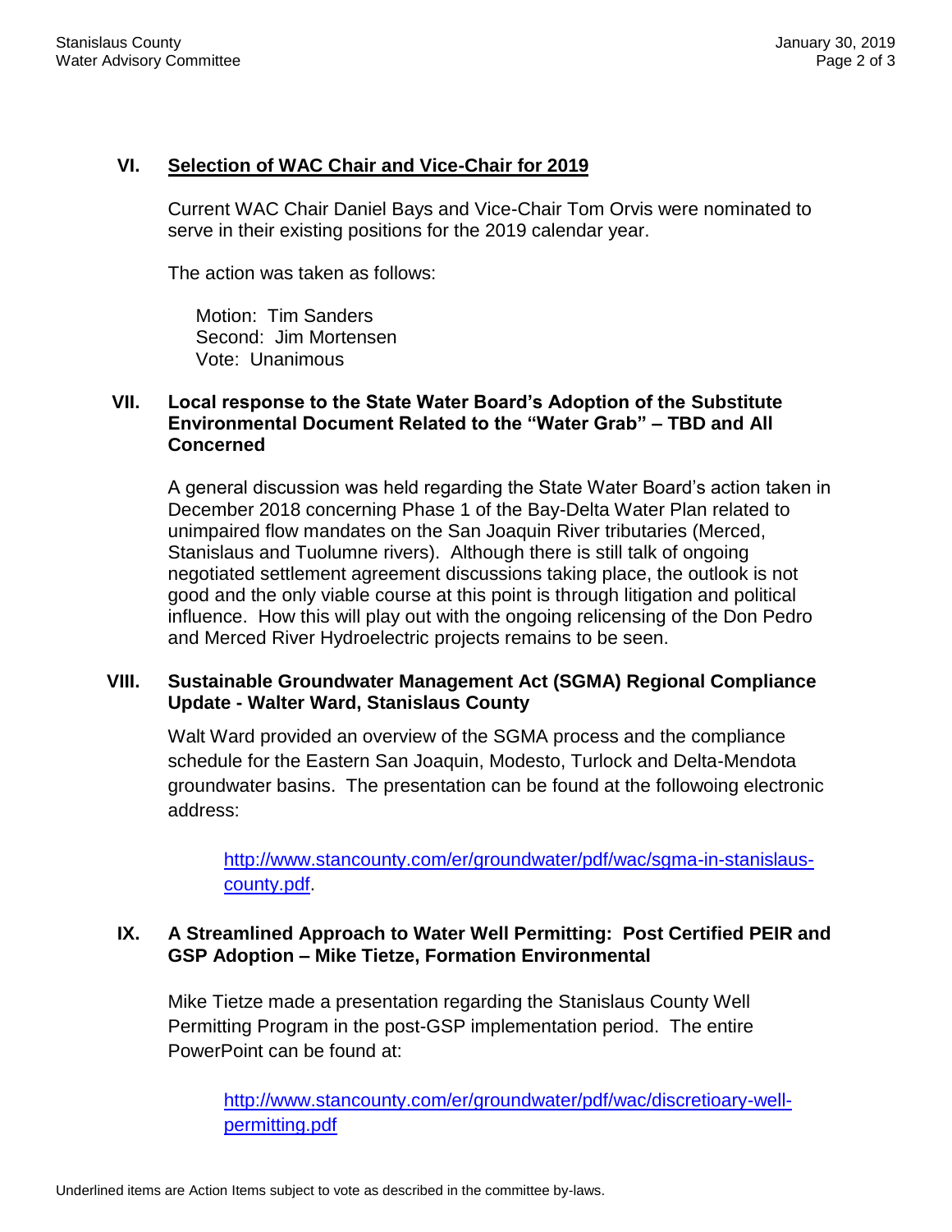## VI. <u>Selection of WAC Chair and Vice-Chair for 2019</u>

Current WAC Chair Daniel Bays and Vice-Chair Tom Orvis were nominated to serve in their existing positions for the 2019 calendar year.

The action was taken as follows:

Motion: Tim Sanders
Second: Jim Mortensen
Vote: Unanimous

## VII. Local response to the State Water Board's Adoption of the Substitute Environmental Document Related to the "Water Grab" – TBD and All Concerned

A general discussion was held regarding the State Water Board's action taken in December 2018 concerning Phase 1 of the Bay-Delta Water Plan related to unimpaired flow mandates on the San Joaquin River tributaries (Merced, Stanislaus and Tuolumne rivers). Although there is still talk of ongoing negotiated settlement agreement discussions taking place, the outlook is not good and the only viable course at this point is through litigation and political influence. How this will play out with the ongoing relicensing of the Don Pedro and Merced River Hydroelectric projects remains to be seen.

## VIII. Sustainable Groundwater Management Act (SGMA) Regional Compliance Update - Walter Ward, Stanislaus County

Walt Ward provided an overview of the SGMA process and the compliance schedule for the Eastern San Joaquin, Modesto, Turlock and Delta-Mendota groundwater basins. The presentation can be found at the followoing electronic address:

[http://www.stancounty.com/er/groundwater/pdf/wac/sgma-in-stanislaus-county.pdf](http://www.stancounty.com/er/groundwater/pdf/wac/sgma-in-stanislaus-county.pdf).

## IX. A Streamlined Approach to Water Well Permitting: Post Certified PEIR and GSP Adoption – Mike Tietze, Formation Environmental

Mike Tietze made a presentation regarding the Stanislaus County Well Permitting Program in the post-GSP implementation period. The entire PowerPoint can be found at:

[http://www.stancounty.com/er/groundwater/pdf/wac/discretioary-well-permitting.pdf](http://www.stancounty.com/er/groundwater/pdf/wac/discretioary-well-permitting.pdf)

Underlined items are Action Items subject to vote as described in the committee by-laws.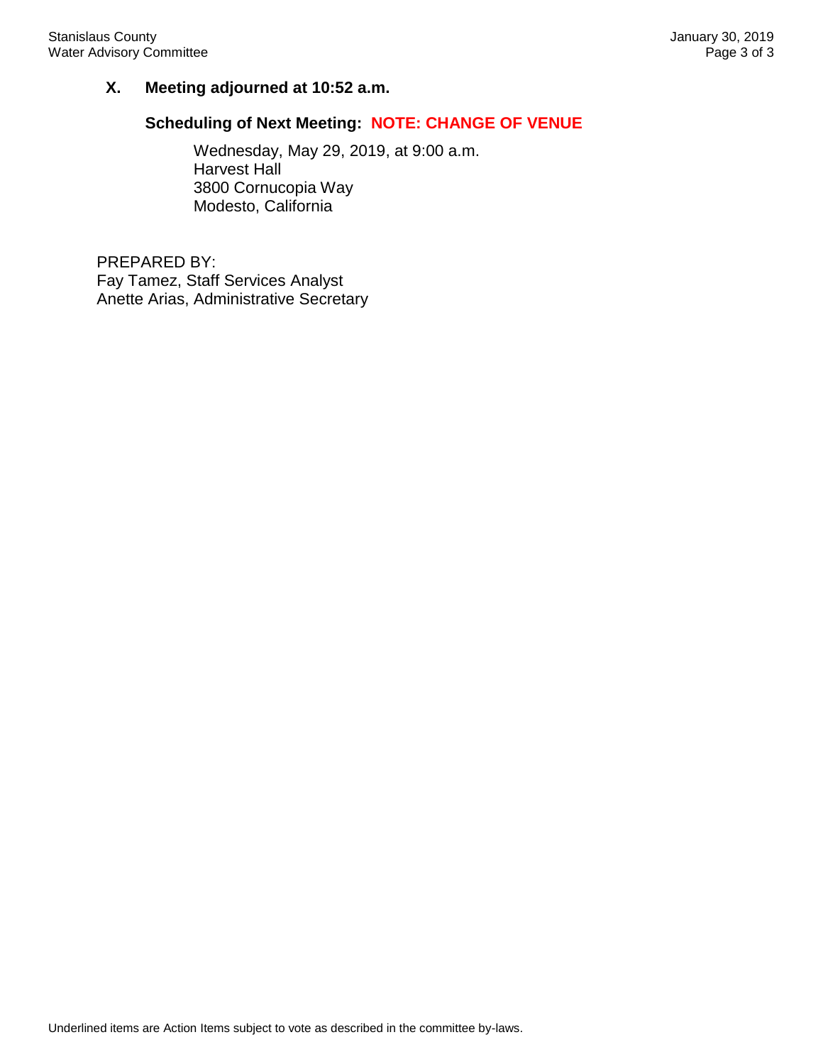**X. Meeting adjourned at 10:52 a.m.**

**Scheduling of Next Meeting: NOTE: CHANGE OF VENUE**

Wednesday, May 29, 2019, at 9:00 a.m.
Harvest Hall
3800 Cornucopia Way
Modesto, California

PREPARED BY:
Fay Tamez, Staff Services Analyst
Anette Arias, Administrative Secretary

Underlined items are Action Items subject to vote as described in the committee by-laws.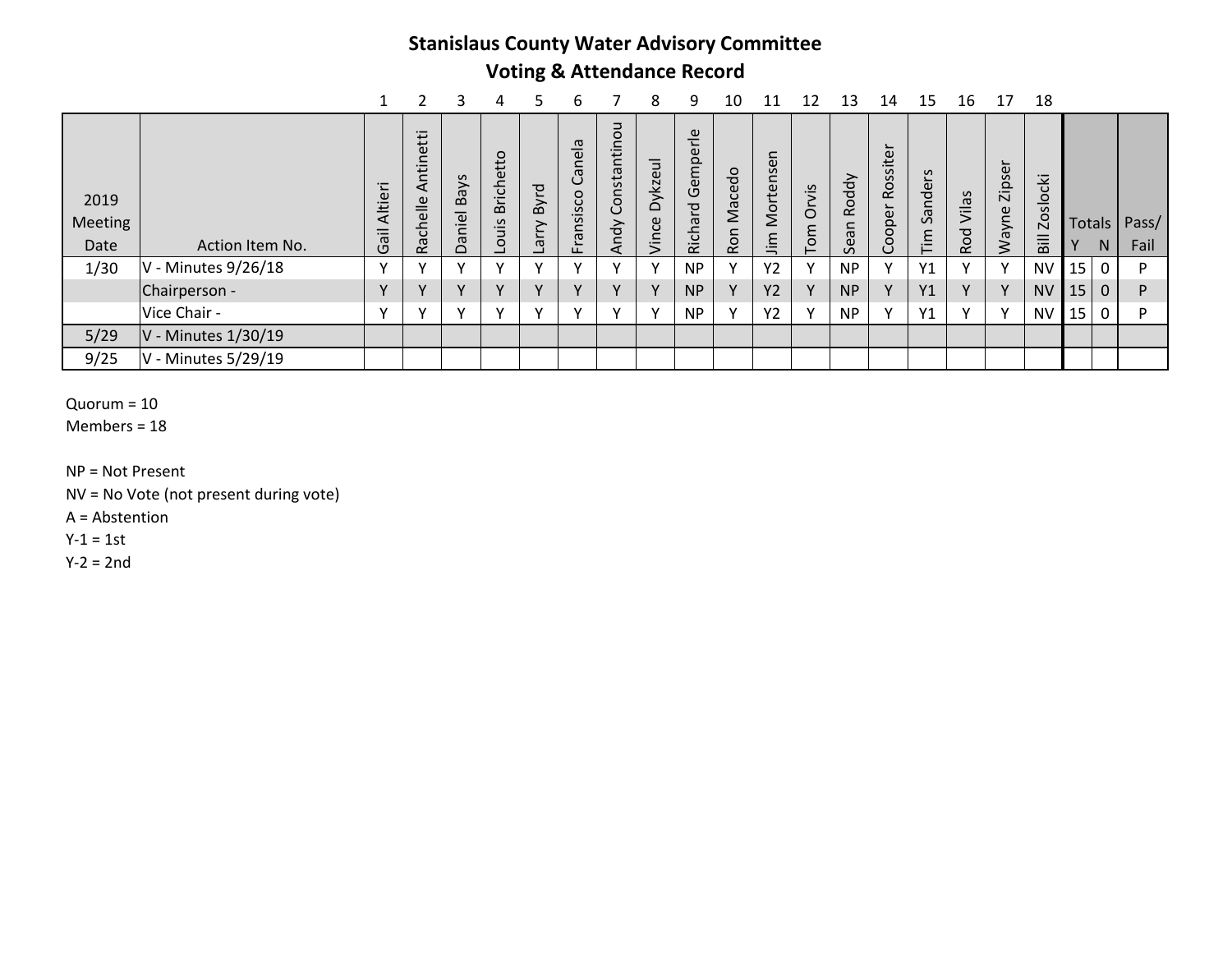# Stanislaus County Water Advisory Committee

## Voting & Attendance Record

| 2019 Meeting Date | Action Item No. | 1 Gail Altieri | 2 Rachelle Antinetti | 3 Daniel Bays | 4 Louis Brichetto | 5 Larry Byrd | 6 Fransisco Canela | 7 Andy Constantinou | 8 Vince Dykzeul | 9 Richard Gemperle | 10 Ron Macedo | 11 Jim Mortensen | 12 Tom Orvis | 13 Sean Roddy | 14 Cooper Rossiter | 15 Tim Sanders | 16 Rod Vilas | 17 Wayne Zipser | 18 Bill Zoslocki | Totals Y | Totals N | Pass/ Fail |
|---|---|---|---|---|---|---|---|---|---|---|---|---|---|---|---|---|---|---|---|---|---|---|
| 1/30 | V - Minutes 9/26/18 | Y | Y | Y | Y | Y | Y | Y | Y | NP | Y | Y2 | Y | NP | Y | Y1 | Y | Y | NV | 15 | 0 | P |
| | Chairperson - | Y | Y | Y | Y | Y | Y | Y | Y | NP | Y | Y2 | Y | NP | Y | Y1 | Y | Y | NV | 15 | 0 | P |
| | Vice Chair - | Y | Y | Y | Y | Y | Y | Y | Y | NP | Y | Y2 | Y | NP | Y | Y1 | Y | Y | NV | 15 | 0 | P |
| 5/29 | V - Minutes 1/30/19 | | | | | | | | | | | | | | | | | | | | | |
| 9/25 | V - Minutes 5/29/19 | | | | | | | | | | | | | | | | | | | | | |

Quorum = 10
Members = 18

NP = Not Present
NV = No Vote (not present during vote)
A = Abstention
Y-1 = 1st
Y-2 = 2nd